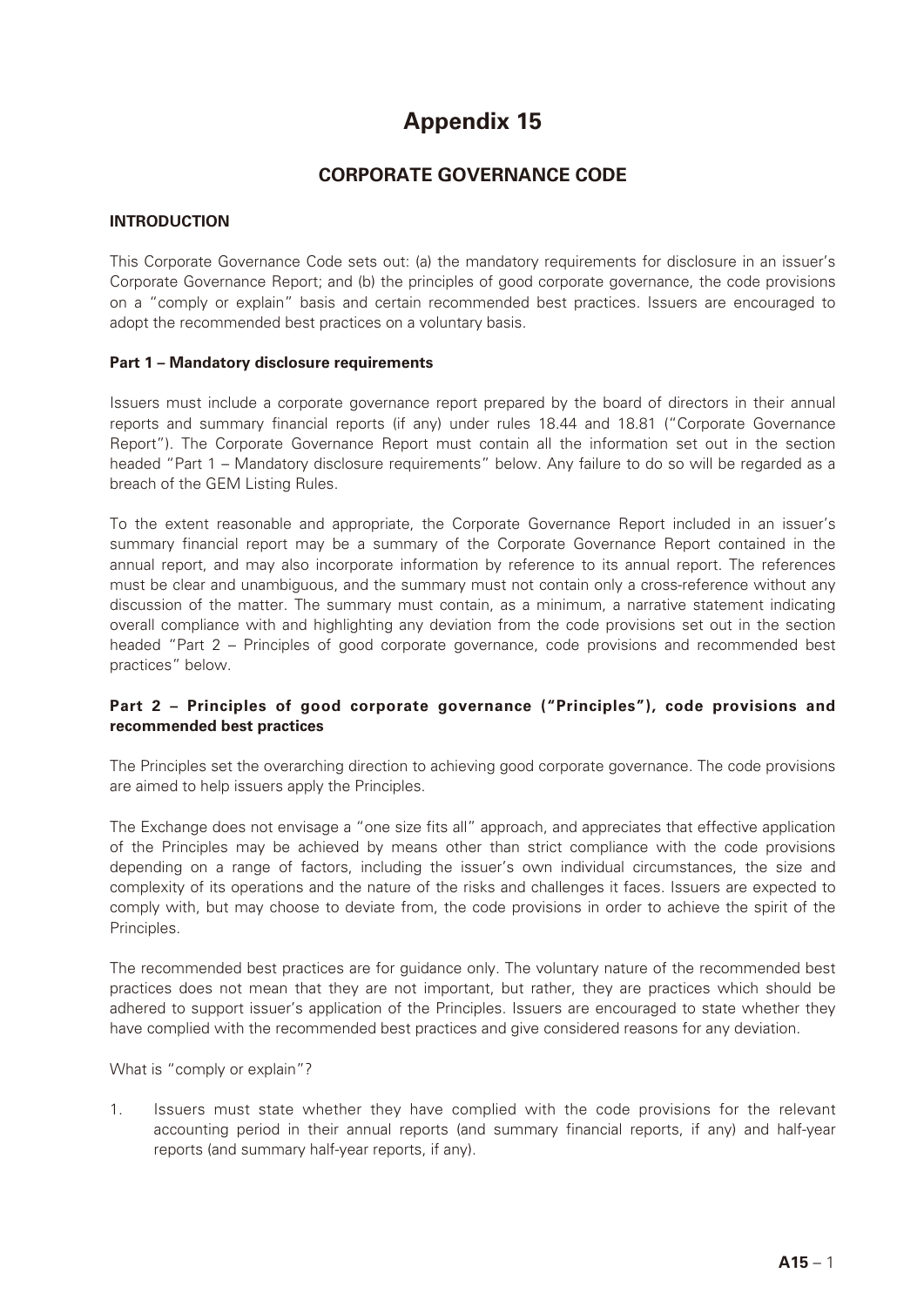# Appendix 15

## CORPORATE GOVERNANCE CODE

### INTRODUCTION

This Corporate Governance Code sets out: (a) the mandatory requirements for disclosure in an issuer's Corporate Governance Report; and (b) the principles of good corporate governance, the code provisions on a "comply or explain" basis and certain recommended best practices. Issuers are encouraged to adopt the recommended best practices on a voluntary basis.

#### Part 1 – Mandatory disclosure requirements

Issuers must include a corporate governance report prepared by the board of directors in their annual reports and summary financial reports (if any) under rules 18.44 and 18.81 ("Corporate Governance Report"). The Corporate Governance Report must contain all the information set out in the section headed "Part 1 – Mandatory disclosure requirements" below. Any failure to do so will be regarded as a breach of the GEM Listing Rules.

To the extent reasonable and appropriate, the Corporate Governance Report included in an issuer's summary financial report may be a summary of the Corporate Governance Report contained in the annual report, and may also incorporate information by reference to its annual report. The references must be clear and unambiguous, and the summary must not contain only a cross-reference without any discussion of the matter. The summary must contain, as a minimum, a narrative statement indicating overall compliance with and highlighting any deviation from the code provisions set out in the section headed "Part 2 – Principles of good corporate governance, code provisions and recommended best practices" below.

#### Part 2 – Principles of good corporate governance ("Principles"), code provisions and recommended best practices

The Principles set the overarching direction to achieving good corporate governance. The code provisions are aimed to help issuers apply the Principles.

The Exchange does not envisage a "one size fits all" approach, and appreciates that effective application of the Principles may be achieved by means other than strict compliance with the code provisions depending on a range of factors, including the issuer's own individual circumstances, the size and complexity of its operations and the nature of the risks and challenges it faces. Issuers are expected to comply with, but may choose to deviate from, the code provisions in order to achieve the spirit of the Principles.

The recommended best practices are for guidance only. The voluntary nature of the recommended best practices does not mean that they are not important, but rather, they are practices which should be adhered to support issuer's application of the Principles. Issuers are encouraged to state whether they have complied with the recommended best practices and give considered reasons for any deviation.

What is "comply or explain"?

1. Issuers must state whether they have complied with the code provisions for the relevant accounting period in their annual reports (and summary financial reports, if any) and half-year reports (and summary half-year reports, if any).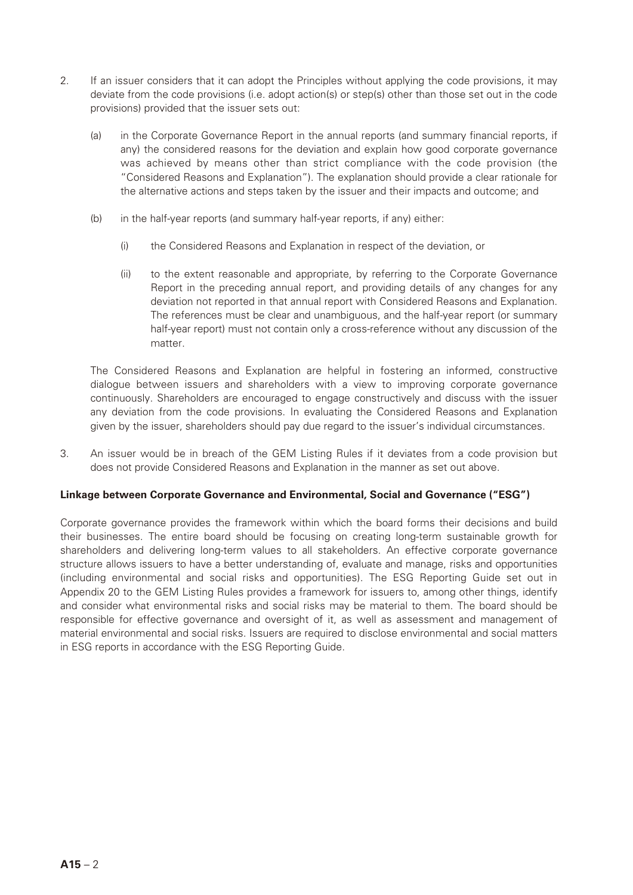2. If an issuer considers that it can adopt the Principles without applying the code provisions, it may deviate from the code provisions (i.e. adopt action(s) or step(s) other than those set out in the code provisions) provided that the issuer sets out:

   (a) in the Corporate Governance Report in the annual reports (and summary financial reports, if any) the considered reasons for the deviation and explain how good corporate governance was achieved by means other than strict compliance with the code provision (the "Considered Reasons and Explanation"). The explanation should provide a clear rationale for the alternative actions and steps taken by the issuer and their impacts and outcome; and

   (b) in the half-year reports (and summary half-year reports, if any) either:

      (i) the Considered Reasons and Explanation in respect of the deviation, or

      (ii) to the extent reasonable and appropriate, by referring to the Corporate Governance Report in the preceding annual report, and providing details of any changes for any deviation not reported in that annual report with Considered Reasons and Explanation. The references must be clear and unambiguous, and the half-year report (or summary half-year report) must not contain only a cross-reference without any discussion of the matter.

   The Considered Reasons and Explanation are helpful in fostering an informed, constructive dialogue between issuers and shareholders with a view to improving corporate governance continuously. Shareholders are encouraged to engage constructively and discuss with the issuer any deviation from the code provisions. In evaluating the Considered Reasons and Explanation given by the issuer, shareholders should pay due regard to the issuer's individual circumstances.

3. An issuer would be in breach of the GEM Listing Rules if it deviates from a code provision but does not provide Considered Reasons and Explanation in the manner as set out above.

**Linkage between Corporate Governance and Environmental, Social and Governance ("ESG")**

Corporate governance provides the framework within which the board forms their decisions and build their businesses. The entire board should be focusing on creating long-term sustainable growth for shareholders and delivering long-term values to all stakeholders. An effective corporate governance structure allows issuers to have a better understanding of, evaluate and manage, risks and opportunities (including environmental and social risks and opportunities). The ESG Reporting Guide set out in Appendix 20 to the GEM Listing Rules provides a framework for issuers to, among other things, identify and consider what environmental risks and social risks may be material to them. The board should be responsible for effective governance and oversight of it, as well as assessment and management of material environmental and social risks. Issuers are required to disclose environmental and social matters in ESG reports in accordance with the ESG Reporting Guide.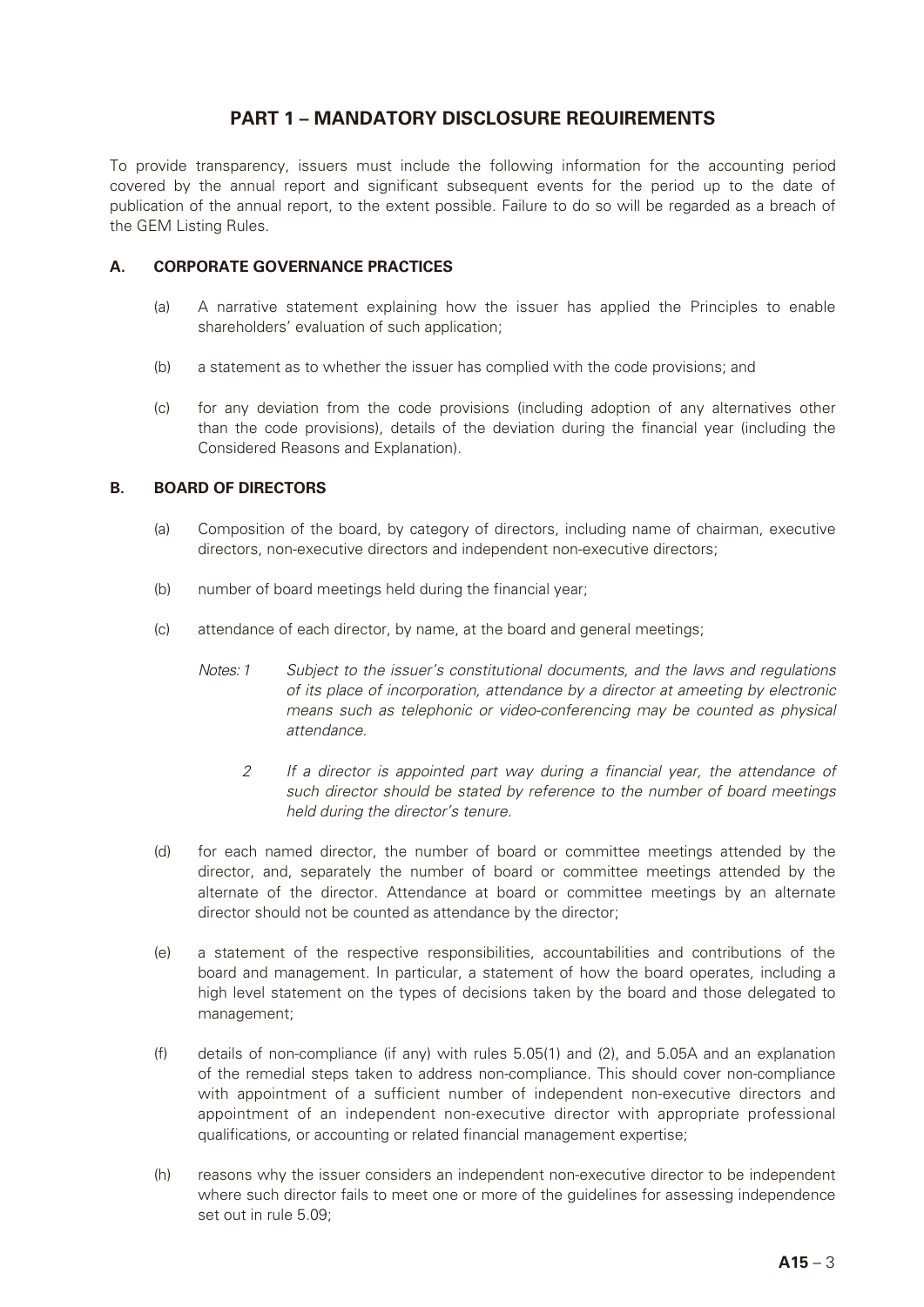## PART 1 – MANDATORY DISCLOSURE REQUIREMENTS

To provide transparency, issuers must include the following information for the accounting period covered by the annual report and significant subsequent events for the period up to the date of publication of the annual report, to the extent possible. Failure to do so will be regarded as a breach of the GEM Listing Rules.

### A. CORPORATE GOVERNANCE PRACTICES

(a) A narrative statement explaining how the issuer has applied the Principles to enable shareholders' evaluation of such application;

(b) a statement as to whether the issuer has complied with the code provisions; and

(c) for any deviation from the code provisions (including adoption of any alternatives other than the code provisions), details of the deviation during the financial year (including the Considered Reasons and Explanation).

### B. BOARD OF DIRECTORS

(a) Composition of the board, by category of directors, including name of chairman, executive directors, non-executive directors and independent non-executive directors;

(b) number of board meetings held during the financial year;

(c) attendance of each director, by name, at the board and general meetings;

*Notes: 1 Subject to the issuer's constitutional documents, and the laws and regulations of its place of incorporation, attendance by a director at ameeting by electronic means such as telephonic or video-conferencing may be counted as physical attendance.*

*2 If a director is appointed part way during a financial year, the attendance of such director should be stated by reference to the number of board meetings held during the director's tenure.*

(d) for each named director, the number of board or committee meetings attended by the director, and, separately the number of board or committee meetings attended by the alternate of the director. Attendance at board or committee meetings by an alternate director should not be counted as attendance by the director;

(e) a statement of the respective responsibilities, accountabilities and contributions of the board and management. In particular, a statement of how the board operates, including a high level statement on the types of decisions taken by the board and those delegated to management;

(f) details of non-compliance (if any) with rules 5.05(1) and (2), and 5.05A and an explanation of the remedial steps taken to address non-compliance. This should cover non-compliance with appointment of a sufficient number of independent non-executive directors and appointment of an independent non-executive director with appropriate professional qualifications, or accounting or related financial management expertise;

(h) reasons why the issuer considers an independent non-executive director to be independent where such director fails to meet one or more of the guidelines for assessing independence set out in rule 5.09;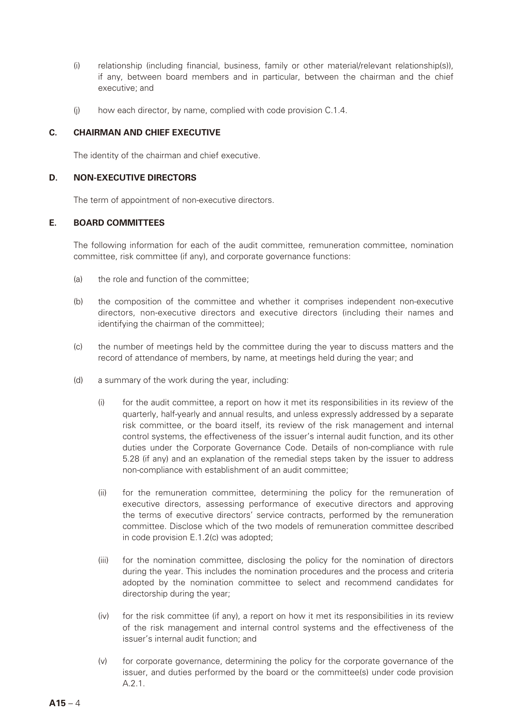(i) relationship (including financial, business, family or other material/relevant relationship(s)), if any, between board members and in particular, between the chairman and the chief executive; and

(j) how each director, by name, complied with code provision C.1.4.

## C. CHAIRMAN AND CHIEF EXECUTIVE

The identity of the chairman and chief executive.

## D. NON-EXECUTIVE DIRECTORS

The term of appointment of non-executive directors.

## E. BOARD COMMITTEES

The following information for each of the audit committee, remuneration committee, nomination committee, risk committee (if any), and corporate governance functions:

(a) the role and function of the committee;

(b) the composition of the committee and whether it comprises independent non-executive directors, non-executive directors and executive directors (including their names and identifying the chairman of the committee);

(c) the number of meetings held by the committee during the year to discuss matters and the record of attendance of members, by name, at meetings held during the year; and

(d) a summary of the work during the year, including:

(i) for the audit committee, a report on how it met its responsibilities in its review of the quarterly, half-yearly and annual results, and unless expressly addressed by a separate risk committee, or the board itself, its review of the risk management and internal control systems, the effectiveness of the issuer's internal audit function, and its other duties under the Corporate Governance Code. Details of non-compliance with rule 5.28 (if any) and an explanation of the remedial steps taken by the issuer to address non-compliance with establishment of an audit committee;

(ii) for the remuneration committee, determining the policy for the remuneration of executive directors, assessing performance of executive directors and approving the terms of executive directors' service contracts, performed by the remuneration committee. Disclose which of the two models of remuneration committee described in code provision E.1.2(c) was adopted;

(iii) for the nomination committee, disclosing the policy for the nomination of directors during the year. This includes the nomination procedures and the process and criteria adopted by the nomination committee to select and recommend candidates for directorship during the year;

(iv) for the risk committee (if any), a report on how it met its responsibilities in its review of the risk management and internal control systems and the effectiveness of the issuer's internal audit function; and

(v) for corporate governance, determining the policy for the corporate governance of the issuer, and duties performed by the board or the committee(s) under code provision A.2.1.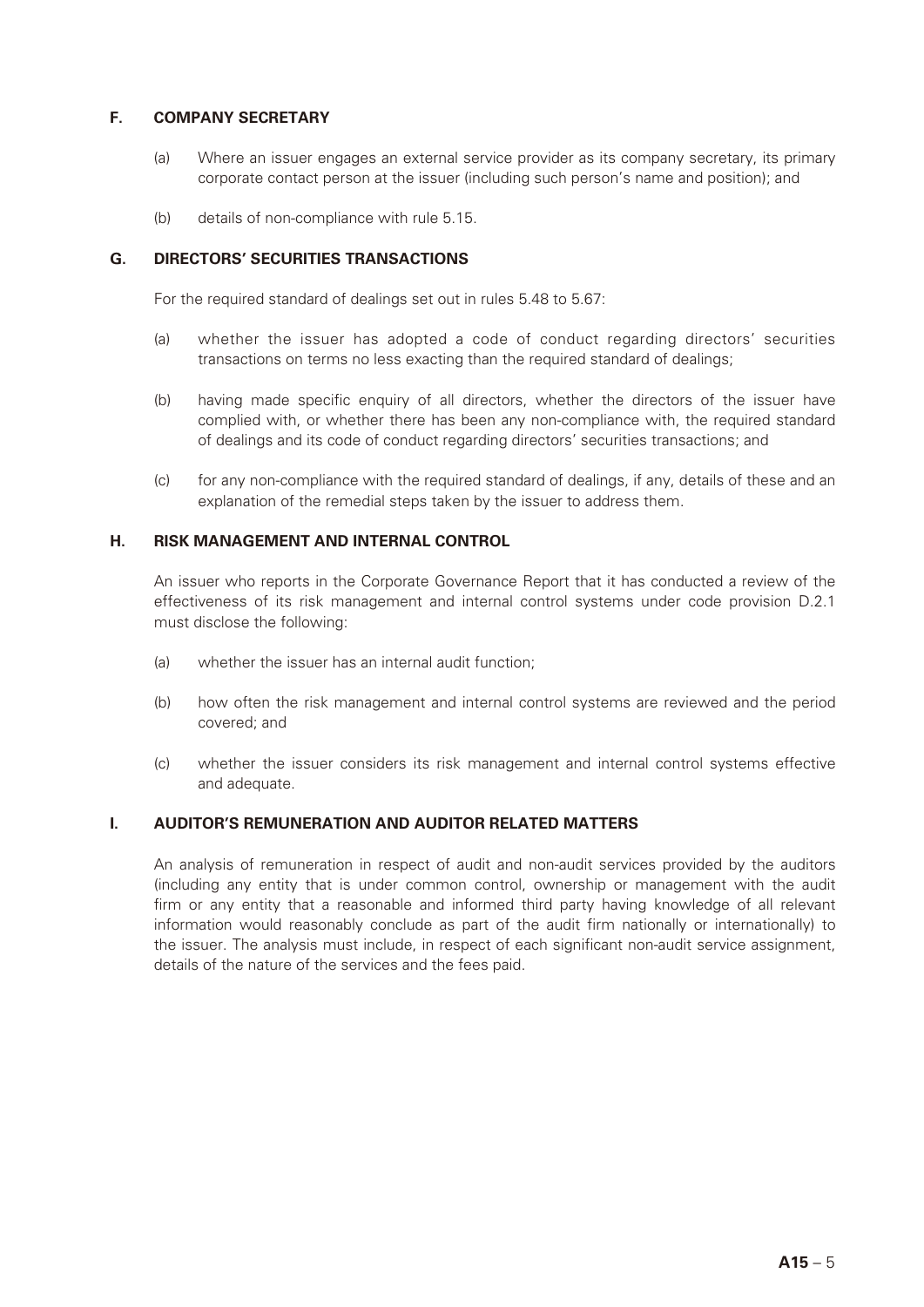## F. COMPANY SECRETARY

(a) Where an issuer engages an external service provider as its company secretary, its primary corporate contact person at the issuer (including such person's name and position); and

(b) details of non-compliance with rule 5.15.

## G. DIRECTORS' SECURITIES TRANSACTIONS

For the required standard of dealings set out in rules 5.48 to 5.67:

(a) whether the issuer has adopted a code of conduct regarding directors' securities transactions on terms no less exacting than the required standard of dealings;

(b) having made specific enquiry of all directors, whether the directors of the issuer have complied with, or whether there has been any non-compliance with, the required standard of dealings and its code of conduct regarding directors' securities transactions; and

(c) for any non-compliance with the required standard of dealings, if any, details of these and an explanation of the remedial steps taken by the issuer to address them.

## H. RISK MANAGEMENT AND INTERNAL CONTROL

An issuer who reports in the Corporate Governance Report that it has conducted a review of the effectiveness of its risk management and internal control systems under code provision D.2.1 must disclose the following:

(a) whether the issuer has an internal audit function;

(b) how often the risk management and internal control systems are reviewed and the period covered; and

(c) whether the issuer considers its risk management and internal control systems effective and adequate.

## I. AUDITOR'S REMUNERATION AND AUDITOR RELATED MATTERS

An analysis of remuneration in respect of audit and non-audit services provided by the auditors (including any entity that is under common control, ownership or management with the audit firm or any entity that a reasonable and informed third party having knowledge of all relevant information would reasonably conclude as part of the audit firm nationally or internationally) to the issuer. The analysis must include, in respect of each significant non-audit service assignment, details of the nature of the services and the fees paid.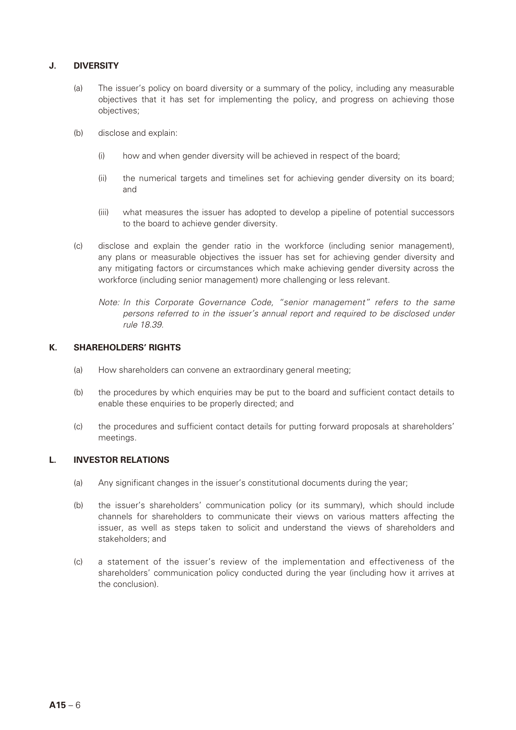## J. DIVERSITY

(a) The issuer's policy on board diversity or a summary of the policy, including any measurable objectives that it has set for implementing the policy, and progress on achieving those objectives;

(b) disclose and explain:

  (i) how and when gender diversity will be achieved in respect of the board;

  (ii) the numerical targets and timelines set for achieving gender diversity on its board; and

  (iii) what measures the issuer has adopted to develop a pipeline of potential successors to the board to achieve gender diversity.

(c) disclose and explain the gender ratio in the workforce (including senior management), any plans or measurable objectives the issuer has set for achieving gender diversity and any mitigating factors or circumstances which make achieving gender diversity across the workforce (including senior management) more challenging or less relevant.

*Note: In this Corporate Governance Code, "senior management" refers to the same persons referred to in the issuer's annual report and required to be disclosed under rule 18.39.*

## K. SHAREHOLDERS' RIGHTS

(a) How shareholders can convene an extraordinary general meeting;

(b) the procedures by which enquiries may be put to the board and sufficient contact details to enable these enquiries to be properly directed; and

(c) the procedures and sufficient contact details for putting forward proposals at shareholders' meetings.

## L. INVESTOR RELATIONS

(a) Any significant changes in the issuer's constitutional documents during the year;

(b) the issuer's shareholders' communication policy (or its summary), which should include channels for shareholders to communicate their views on various matters affecting the issuer, as well as steps taken to solicit and understand the views of shareholders and stakeholders; and

(c) a statement of the issuer's review of the implementation and effectiveness of the shareholders' communication policy conducted during the year (including how it arrives at the conclusion).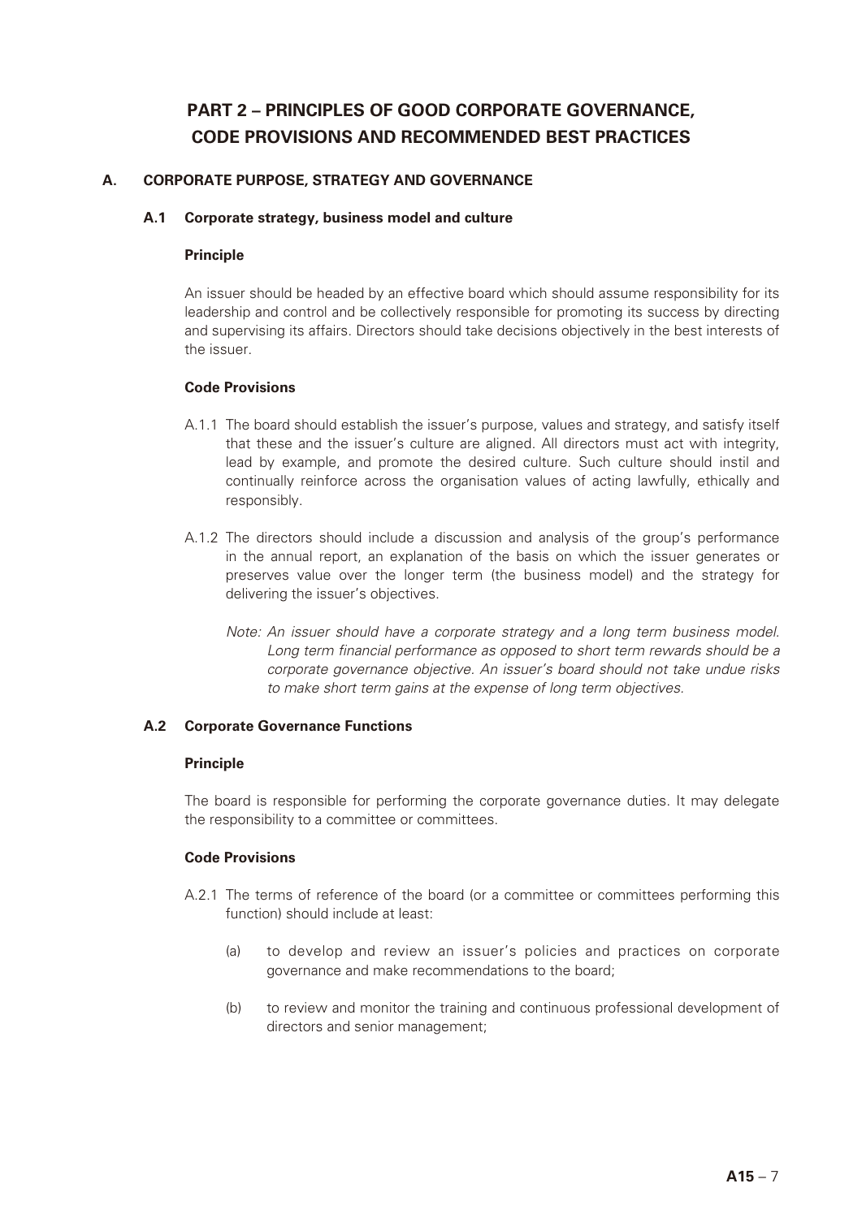# PART 2 – PRINCIPLES OF GOOD CORPORATE GOVERNANCE, CODE PROVISIONS AND RECOMMENDED BEST PRACTICES

## A. CORPORATE PURPOSE, STRATEGY AND GOVERNANCE

### A.1 Corporate strategy, business model and culture

**Principle**

An issuer should be headed by an effective board which should assume responsibility for its leadership and control and be collectively responsible for promoting its success by directing and supervising its affairs. Directors should take decisions objectively in the best interests of the issuer.

**Code Provisions**

A.1.1 The board should establish the issuer's purpose, values and strategy, and satisfy itself that these and the issuer's culture are aligned. All directors must act with integrity, lead by example, and promote the desired culture. Such culture should instil and continually reinforce across the organisation values of acting lawfully, ethically and responsibly.

A.1.2 The directors should include a discussion and analysis of the group's performance in the annual report, an explanation of the basis on which the issuer generates or preserves value over the longer term (the business model) and the strategy for delivering the issuer's objectives.

*Note: An issuer should have a corporate strategy and a long term business model. Long term financial performance as opposed to short term rewards should be a corporate governance objective. An issuer's board should not take undue risks to make short term gains at the expense of long term objectives.*

### A.2 Corporate Governance Functions

**Principle**

The board is responsible for performing the corporate governance duties. It may delegate the responsibility to a committee or committees.

**Code Provisions**

A.2.1 The terms of reference of the board (or a committee or committees performing this function) should include at least:

(a) to develop and review an issuer's policies and practices on corporate governance and make recommendations to the board;

(b) to review and monitor the training and continuous professional development of directors and senior management;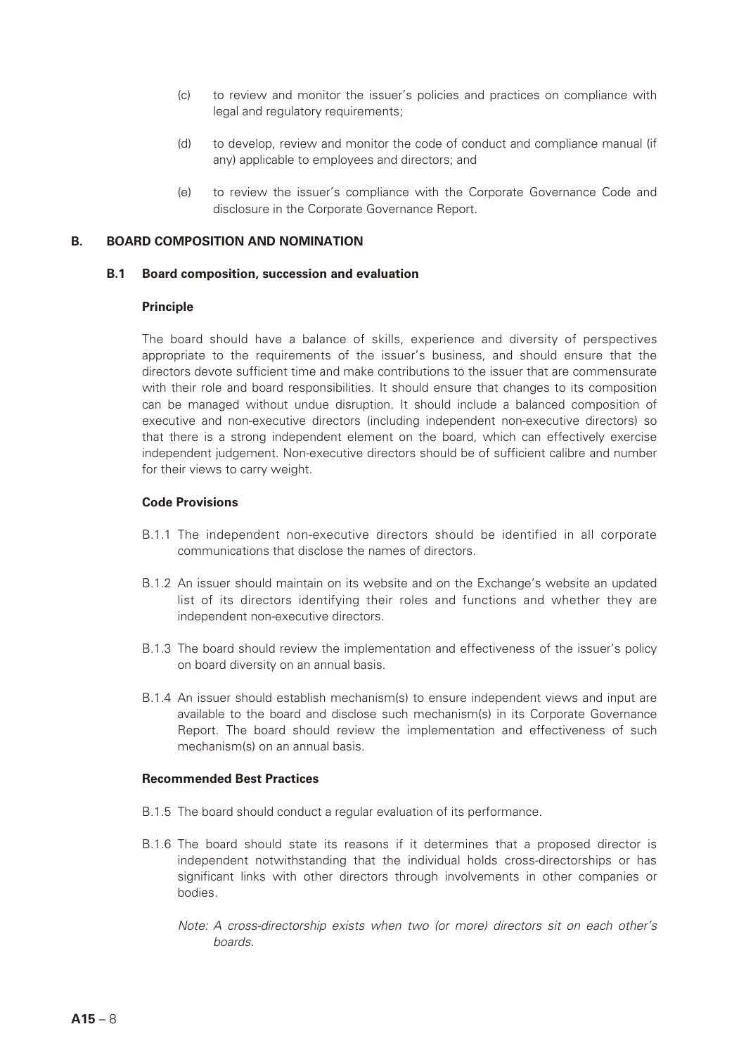(c) to review and monitor the issuer's policies and practices on compliance with legal and regulatory requirements;

(d) to develop, review and monitor the code of conduct and compliance manual (if any) applicable to employees and directors; and

(e) to review the issuer's compliance with the Corporate Governance Code and disclosure in the Corporate Governance Report.

## B. BOARD COMPOSITION AND NOMINATION

### B.1 Board composition, succession and evaluation

#### Principle

The board should have a balance of skills, experience and diversity of perspectives appropriate to the requirements of the issuer's business, and should ensure that the directors devote sufficient time and make contributions to the issuer that are commensurate with their role and board responsibilities. It should ensure that changes to its composition can be managed without undue disruption. It should include a balanced composition of executive and non-executive directors (including independent non-executive directors) so that there is a strong independent element on the board, which can effectively exercise independent judgement. Non-executive directors should be of sufficient calibre and number for their views to carry weight.

#### Code Provisions

B.1.1 The independent non-executive directors should be identified in all corporate communications that disclose the names of directors.

B.1.2 An issuer should maintain on its website and on the Exchange's website an updated list of its directors identifying their roles and functions and whether they are independent non-executive directors.

B.1.3 The board should review the implementation and effectiveness of the issuer's policy on board diversity on an annual basis.

B.1.4 An issuer should establish mechanism(s) to ensure independent views and input are available to the board and disclose such mechanism(s) in its Corporate Governance Report. The board should review the implementation and effectiveness of such mechanism(s) on an annual basis.

#### Recommended Best Practices

B.1.5 The board should conduct a regular evaluation of its performance.

B.1.6 The board should state its reasons if it determines that a proposed director is independent notwithstanding that the individual holds cross-directorships or has significant links with other directors through involvements in other companies or bodies.

*Note: A cross-directorship exists when two (or more) directors sit on each other's boards.*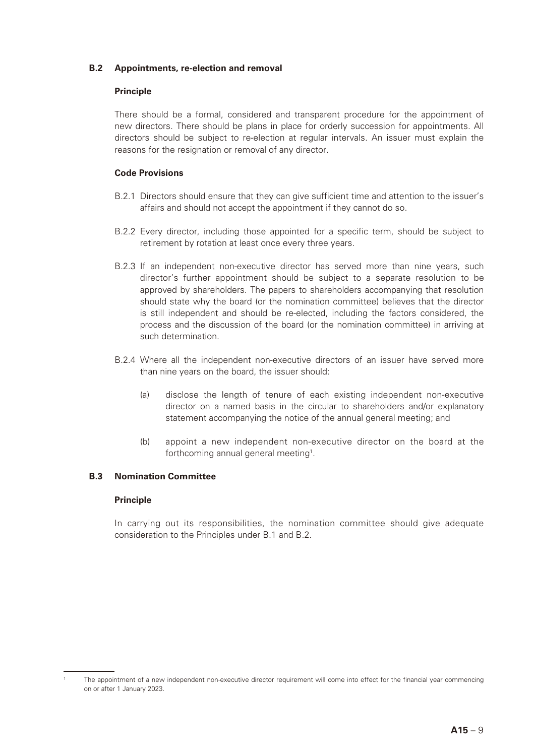## B.2 Appointments, re-election and removal

### Principle

There should be a formal, considered and transparent procedure for the appointment of new directors. There should be plans in place for orderly succession for appointments. All directors should be subject to re-election at regular intervals. An issuer must explain the reasons for the resignation or removal of any director.

### Code Provisions

B.2.1 Directors should ensure that they can give sufficient time and attention to the issuer's affairs and should not accept the appointment if they cannot do so.

B.2.2 Every director, including those appointed for a specific term, should be subject to retirement by rotation at least once every three years.

B.2.3 If an independent non-executive director has served more than nine years, such director's further appointment should be subject to a separate resolution to be approved by shareholders. The papers to shareholders accompanying that resolution should state why the board (or the nomination committee) believes that the director is still independent and should be re-elected, including the factors considered, the process and the discussion of the board (or the nomination committee) in arriving at such determination.

B.2.4 Where all the independent non-executive directors of an issuer have served more than nine years on the board, the issuer should:

(a) disclose the length of tenure of each existing independent non-executive director on a named basis in the circular to shareholders and/or explanatory statement accompanying the notice of the annual general meeting; and

(b) appoint a new independent non-executive director on the board at the forthcoming annual general meeting[1].

## B.3 Nomination Committee

### Principle

In carrying out its responsibilities, the nomination committee should give adequate consideration to the Principles under B.1 and B.2.

---

[1] The appointment of a new independent non-executive director requirement will come into effect for the financial year commencing on or after 1 January 2023.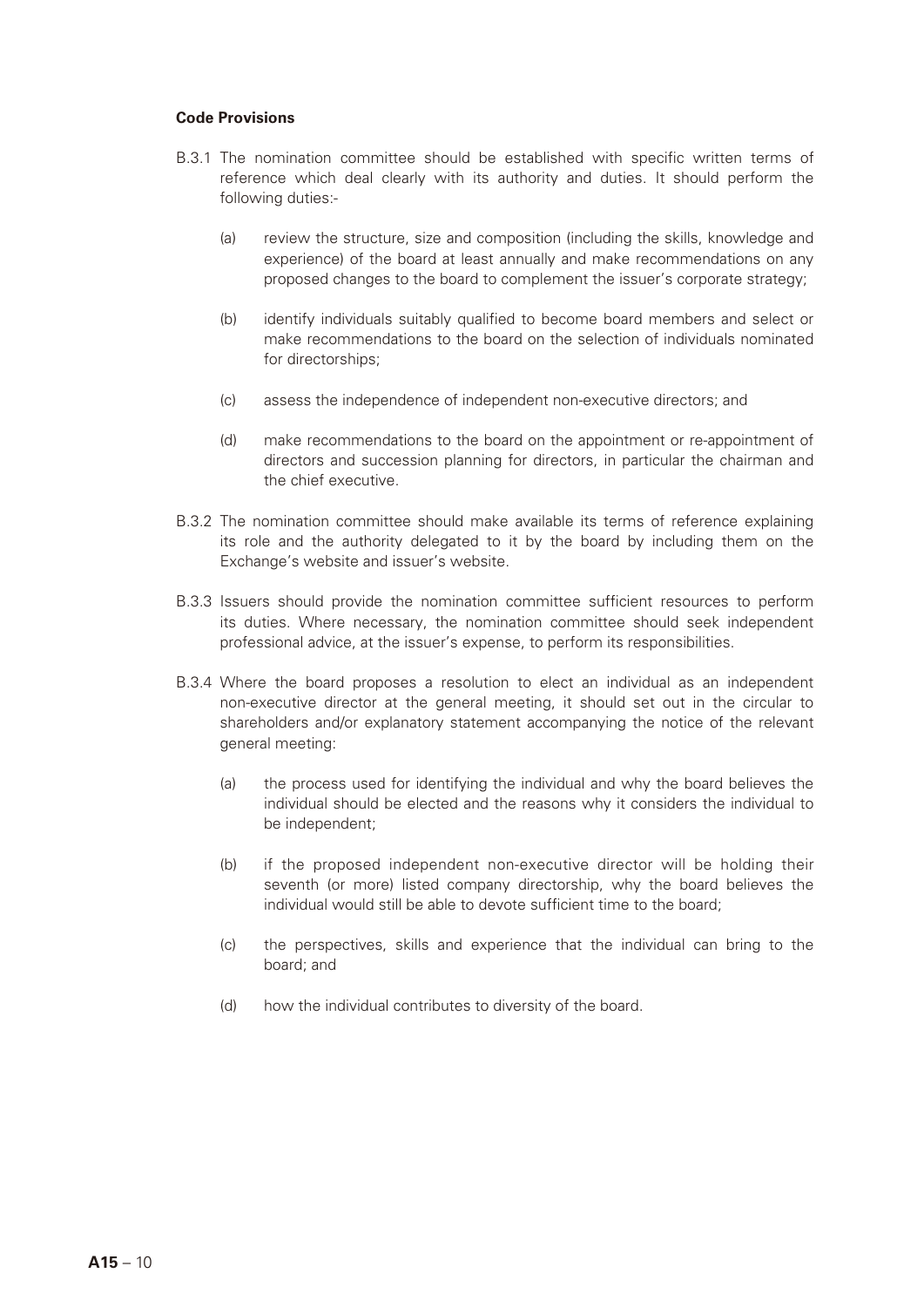**Code Provisions**

B.3.1 The nomination committee should be established with specific written terms of reference which deal clearly with its authority and duties. It should perform the following duties:-

(a) review the structure, size and composition (including the skills, knowledge and experience) of the board at least annually and make recommendations on any proposed changes to the board to complement the issuer's corporate strategy;

(b) identify individuals suitably qualified to become board members and select or make recommendations to the board on the selection of individuals nominated for directorships;

(c) assess the independence of independent non-executive directors; and

(d) make recommendations to the board on the appointment or re-appointment of directors and succession planning for directors, in particular the chairman and the chief executive.

B.3.2 The nomination committee should make available its terms of reference explaining its role and the authority delegated to it by the board by including them on the Exchange's website and issuer's website.

B.3.3 Issuers should provide the nomination committee sufficient resources to perform its duties. Where necessary, the nomination committee should seek independent professional advice, at the issuer's expense, to perform its responsibilities.

B.3.4 Where the board proposes a resolution to elect an individual as an independent non-executive director at the general meeting, it should set out in the circular to shareholders and/or explanatory statement accompanying the notice of the relevant general meeting:

(a) the process used for identifying the individual and why the board believes the individual should be elected and the reasons why it considers the individual to be independent;

(b) if the proposed independent non-executive director will be holding their seventh (or more) listed company directorship, why the board believes the individual would still be able to devote sufficient time to the board;

(c) the perspectives, skills and experience that the individual can bring to the board; and

(d) how the individual contributes to diversity of the board.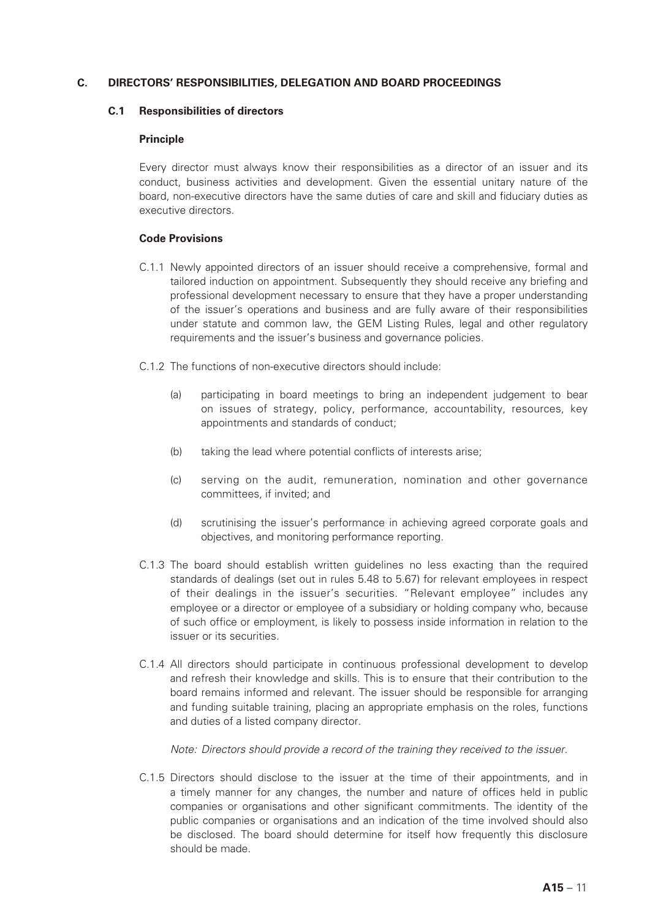## C. DIRECTORS' RESPONSIBILITIES, DELEGATION AND BOARD PROCEEDINGS

### C.1 Responsibilities of directors

**Principle**

Every director must always know their responsibilities as a director of an issuer and its conduct, business activities and development. Given the essential unitary nature of the board, non-executive directors have the same duties of care and skill and fiduciary duties as executive directors.

**Code Provisions**

C.1.1 Newly appointed directors of an issuer should receive a comprehensive, formal and tailored induction on appointment. Subsequently they should receive any briefing and professional development necessary to ensure that they have a proper understanding of the issuer's operations and business and are fully aware of their responsibilities under statute and common law, the GEM Listing Rules, legal and other regulatory requirements and the issuer's business and governance policies.

C.1.2 The functions of non-executive directors should include:

(a) participating in board meetings to bring an independent judgement to bear on issues of strategy, policy, performance, accountability, resources, key appointments and standards of conduct;

(b) taking the lead where potential conflicts of interests arise;

(c) serving on the audit, remuneration, nomination and other governance committees, if invited; and

(d) scrutinising the issuer's performance in achieving agreed corporate goals and objectives, and monitoring performance reporting.

C.1.3 The board should establish written guidelines no less exacting than the required standards of dealings (set out in rules 5.48 to 5.67) for relevant employees in respect of their dealings in the issuer's securities. "Relevant employee" includes any employee or a director or employee of a subsidiary or holding company who, because of such office or employment, is likely to possess inside information in relation to the issuer or its securities.

C.1.4 All directors should participate in continuous professional development to develop and refresh their knowledge and skills. This is to ensure that their contribution to the board remains informed and relevant. The issuer should be responsible for arranging and funding suitable training, placing an appropriate emphasis on the roles, functions and duties of a listed company director.

*Note: Directors should provide a record of the training they received to the issuer.*

C.1.5 Directors should disclose to the issuer at the time of their appointments, and in a timely manner for any changes, the number and nature of offices held in public companies or organisations and other significant commitments. The identity of the public companies or organisations and an indication of the time involved should also be disclosed. The board should determine for itself how frequently this disclosure should be made.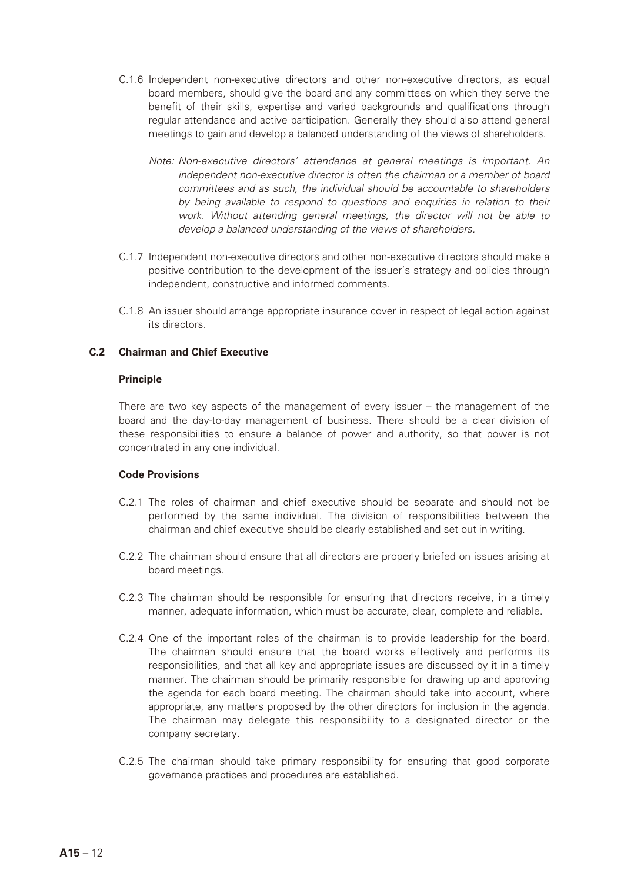C.1.6 Independent non-executive directors and other non-executive directors, as equal board members, should give the board and any committees on which they serve the benefit of their skills, expertise and varied backgrounds and qualifications through regular attendance and active participation. Generally they should also attend general meetings to gain and develop a balanced understanding of the views of shareholders.

*Note: Non-executive directors' attendance at general meetings is important. An independent non-executive director is often the chairman or a member of board committees and as such, the individual should be accountable to shareholders by being available to respond to questions and enquiries in relation to their work. Without attending general meetings, the director will not be able to develop a balanced understanding of the views of shareholders.*

C.1.7 Independent non-executive directors and other non-executive directors should make a positive contribution to the development of the issuer's strategy and policies through independent, constructive and informed comments.

C.1.8 An issuer should arrange appropriate insurance cover in respect of legal action against its directors.

## C.2 Chairman and Chief Executive

### Principle

There are two key aspects of the management of every issuer – the management of the board and the day-to-day management of business. There should be a clear division of these responsibilities to ensure a balance of power and authority, so that power is not concentrated in any one individual.

### Code Provisions

C.2.1 The roles of chairman and chief executive should be separate and should not be performed by the same individual. The division of responsibilities between the chairman and chief executive should be clearly established and set out in writing.

C.2.2 The chairman should ensure that all directors are properly briefed on issues arising at board meetings.

C.2.3 The chairman should be responsible for ensuring that directors receive, in a timely manner, adequate information, which must be accurate, clear, complete and reliable.

C.2.4 One of the important roles of the chairman is to provide leadership for the board. The chairman should ensure that the board works effectively and performs its responsibilities, and that all key and appropriate issues are discussed by it in a timely manner. The chairman should be primarily responsible for drawing up and approving the agenda for each board meeting. The chairman should take into account, where appropriate, any matters proposed by the other directors for inclusion in the agenda. The chairman may delegate this responsibility to a designated director or the company secretary.

C.2.5 The chairman should take primary responsibility for ensuring that good corporate governance practices and procedures are established.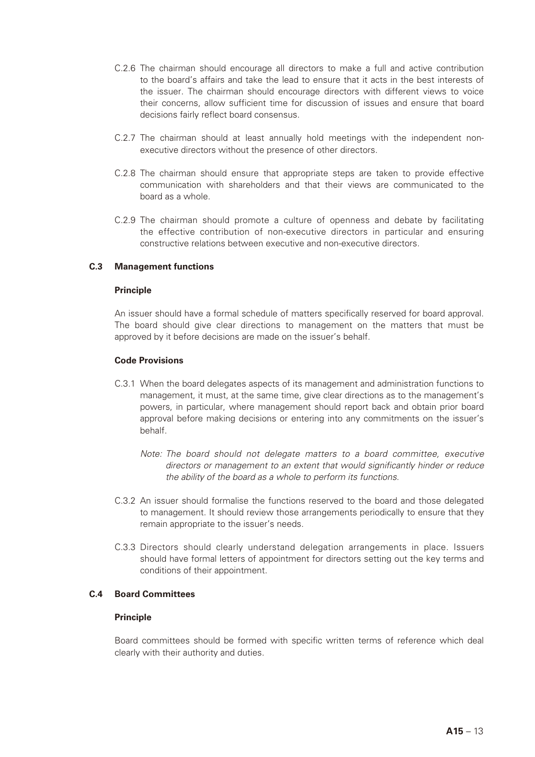C.2.6 The chairman should encourage all directors to make a full and active contribution to the board's affairs and take the lead to ensure that it acts in the best interests of the issuer. The chairman should encourage directors with different views to voice their concerns, allow sufficient time for discussion of issues and ensure that board decisions fairly reflect board consensus.

C.2.7 The chairman should at least annually hold meetings with the independent non-executive directors without the presence of other directors.

C.2.8 The chairman should ensure that appropriate steps are taken to provide effective communication with shareholders and that their views are communicated to the board as a whole.

C.2.9 The chairman should promote a culture of openness and debate by facilitating the effective contribution of non-executive directors in particular and ensuring constructive relations between executive and non-executive directors.

### C.3 Management functions

#### Principle

An issuer should have a formal schedule of matters specifically reserved for board approval. The board should give clear directions to management on the matters that must be approved by it before decisions are made on the issuer's behalf.

#### Code Provisions

C.3.1 When the board delegates aspects of its management and administration functions to management, it must, at the same time, give clear directions as to the management's powers, in particular, where management should report back and obtain prior board approval before making decisions or entering into any commitments on the issuer's behalf.

*Note: The board should not delegate matters to a board committee, executive directors or management to an extent that would significantly hinder or reduce the ability of the board as a whole to perform its functions.*

C.3.2 An issuer should formalise the functions reserved to the board and those delegated to management. It should review those arrangements periodically to ensure that they remain appropriate to the issuer's needs.

C.3.3 Directors should clearly understand delegation arrangements in place. Issuers should have formal letters of appointment for directors setting out the key terms and conditions of their appointment.

### C.4 Board Committees

#### Principle

Board committees should be formed with specific written terms of reference which deal clearly with their authority and duties.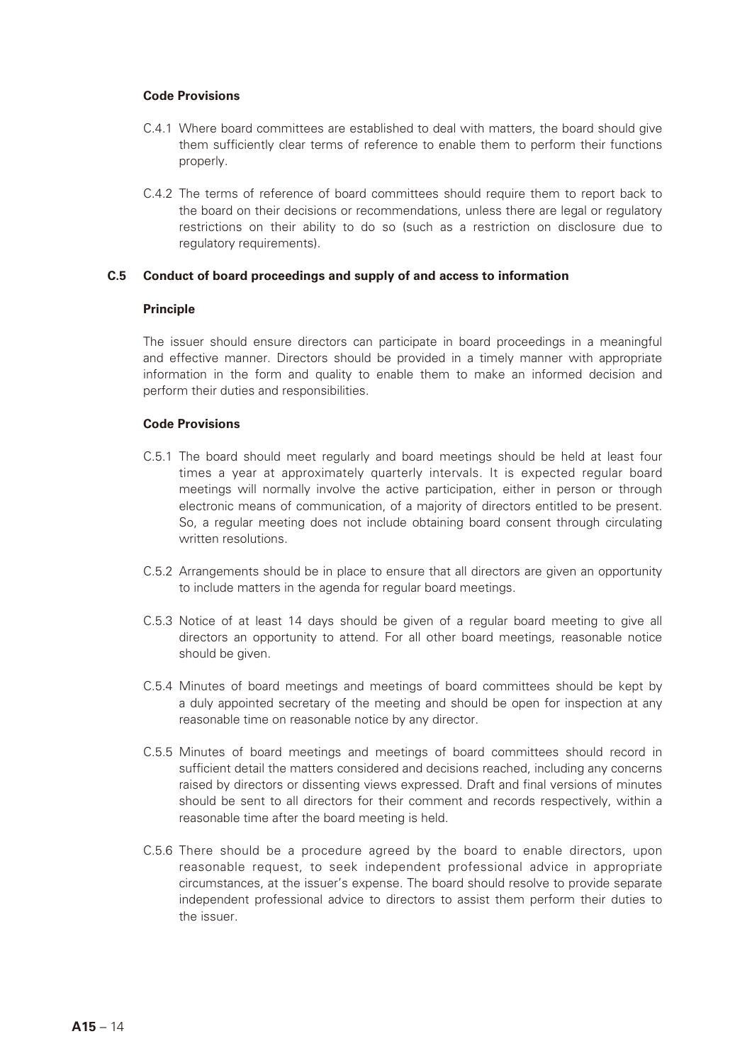#### Code Provisions

C.4.1 Where board committees are established to deal with matters, the board should give them sufficiently clear terms of reference to enable them to perform their functions properly.

C.4.2 The terms of reference of board committees should require them to report back to the board on their decisions or recommendations, unless there are legal or regulatory restrictions on their ability to do so (such as a restriction on disclosure due to regulatory requirements).

### C.5 Conduct of board proceedings and supply of and access to information

#### Principle

The issuer should ensure directors can participate in board proceedings in a meaningful and effective manner. Directors should be provided in a timely manner with appropriate information in the form and quality to enable them to make an informed decision and perform their duties and responsibilities.

#### Code Provisions

C.5.1 The board should meet regularly and board meetings should be held at least four times a year at approximately quarterly intervals. It is expected regular board meetings will normally involve the active participation, either in person or through electronic means of communication, of a majority of directors entitled to be present. So, a regular meeting does not include obtaining board consent through circulating written resolutions.

C.5.2 Arrangements should be in place to ensure that all directors are given an opportunity to include matters in the agenda for regular board meetings.

C.5.3 Notice of at least 14 days should be given of a regular board meeting to give all directors an opportunity to attend. For all other board meetings, reasonable notice should be given.

C.5.4 Minutes of board meetings and meetings of board committees should be kept by a duly appointed secretary of the meeting and should be open for inspection at any reasonable time on reasonable notice by any director.

C.5.5 Minutes of board meetings and meetings of board committees should record in sufficient detail the matters considered and decisions reached, including any concerns raised by directors or dissenting views expressed. Draft and final versions of minutes should be sent to all directors for their comment and records respectively, within a reasonable time after the board meeting is held.

C.5.6 There should be a procedure agreed by the board to enable directors, upon reasonable request, to seek independent professional advice in appropriate circumstances, at the issuer's expense. The board should resolve to provide separate independent professional advice to directors to assist them perform their duties to the issuer.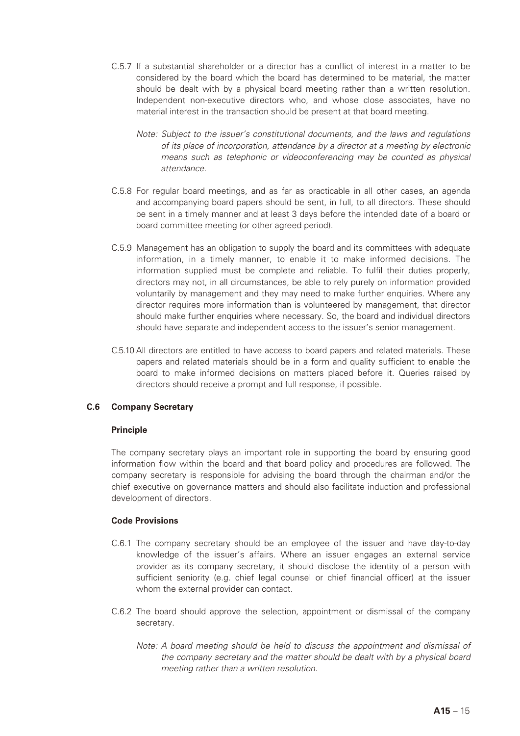C.5.7 If a substantial shareholder or a director has a conflict of interest in a matter to be considered by the board which the board has determined to be material, the matter should be dealt with by a physical board meeting rather than a written resolution. Independent non-executive directors who, and whose close associates, have no material interest in the transaction should be present at that board meeting.

*Note: Subject to the issuer's constitutional documents, and the laws and regulations of its place of incorporation, attendance by a director at a meeting by electronic means such as telephonic or videoconferencing may be counted as physical attendance.*

C.5.8 For regular board meetings, and as far as practicable in all other cases, an agenda and accompanying board papers should be sent, in full, to all directors. These should be sent in a timely manner and at least 3 days before the intended date of a board or board committee meeting (or other agreed period).

C.5.9 Management has an obligation to supply the board and its committees with adequate information, in a timely manner, to enable it to make informed decisions. The information supplied must be complete and reliable. To fulfil their duties properly, directors may not, in all circumstances, be able to rely purely on information provided voluntarily by management and they may need to make further enquiries. Where any director requires more information than is volunteered by management, that director should make further enquiries where necessary. So, the board and individual directors should have separate and independent access to the issuer's senior management.

C.5.10 All directors are entitled to have access to board papers and related materials. These papers and related materials should be in a form and quality sufficient to enable the board to make informed decisions on matters placed before it. Queries raised by directors should receive a prompt and full response, if possible.

### C.6 Company Secretary

**Principle**

The company secretary plays an important role in supporting the board by ensuring good information flow within the board and that board policy and procedures are followed. The company secretary is responsible for advising the board through the chairman and/or the chief executive on governance matters and should also facilitate induction and professional development of directors.

**Code Provisions**

C.6.1 The company secretary should be an employee of the issuer and have day-to-day knowledge of the issuer's affairs. Where an issuer engages an external service provider as its company secretary, it should disclose the identity of a person with sufficient seniority (e.g. chief legal counsel or chief financial officer) at the issuer whom the external provider can contact.

C.6.2 The board should approve the selection, appointment or dismissal of the company secretary.

*Note: A board meeting should be held to discuss the appointment and dismissal of the company secretary and the matter should be dealt with by a physical board meeting rather than a written resolution.*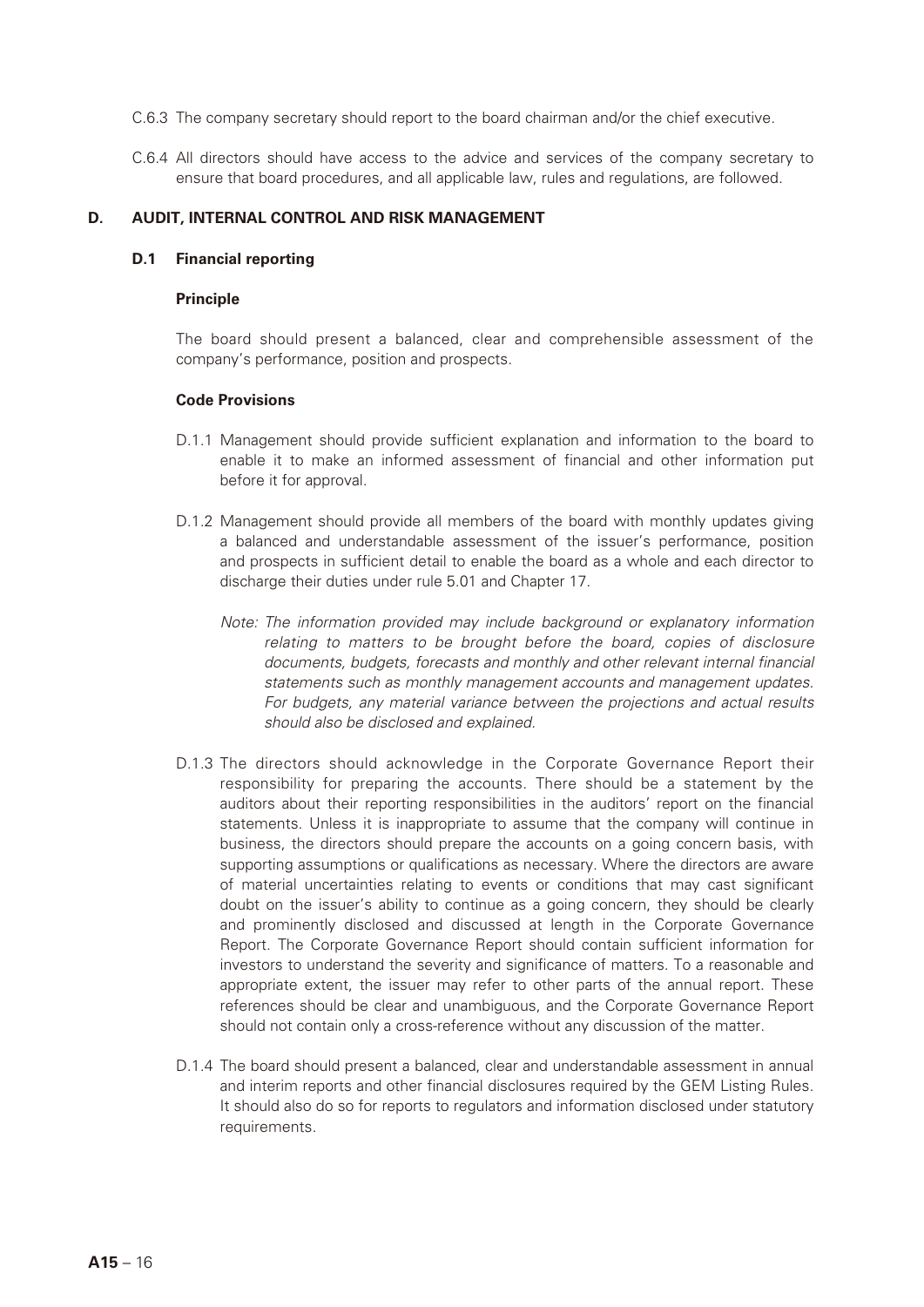C.6.3 The company secretary should report to the board chairman and/or the chief executive.

C.6.4 All directors should have access to the advice and services of the company secretary to ensure that board procedures, and all applicable law, rules and regulations, are followed.

## D. AUDIT, INTERNAL CONTROL AND RISK MANAGEMENT

### D.1 Financial reporting

**Principle**

The board should present a balanced, clear and comprehensible assessment of the company's performance, position and prospects.

**Code Provisions**

D.1.1 Management should provide sufficient explanation and information to the board to enable it to make an informed assessment of financial and other information put before it for approval.

D.1.2 Management should provide all members of the board with monthly updates giving a balanced and understandable assessment of the issuer's performance, position and prospects in sufficient detail to enable the board as a whole and each director to discharge their duties under rule 5.01 and Chapter 17.

*Note: The information provided may include background or explanatory information relating to matters to be brought before the board, copies of disclosure documents, budgets, forecasts and monthly and other relevant internal financial statements such as monthly management accounts and management updates. For budgets, any material variance between the projections and actual results should also be disclosed and explained.*

D.1.3 The directors should acknowledge in the Corporate Governance Report their responsibility for preparing the accounts. There should be a statement by the auditors about their reporting responsibilities in the auditors' report on the financial statements. Unless it is inappropriate to assume that the company will continue in business, the directors should prepare the accounts on a going concern basis, with supporting assumptions or qualifications as necessary. Where the directors are aware of material uncertainties relating to events or conditions that may cast significant doubt on the issuer's ability to continue as a going concern, they should be clearly and prominently disclosed and discussed at length in the Corporate Governance Report. The Corporate Governance Report should contain sufficient information for investors to understand the severity and significance of matters. To a reasonable and appropriate extent, the issuer may refer to other parts of the annual report. These references should be clear and unambiguous, and the Corporate Governance Report should not contain only a cross-reference without any discussion of the matter.

D.1.4 The board should present a balanced, clear and understandable assessment in annual and interim reports and other financial disclosures required by the GEM Listing Rules. It should also do so for reports to regulators and information disclosed under statutory requirements.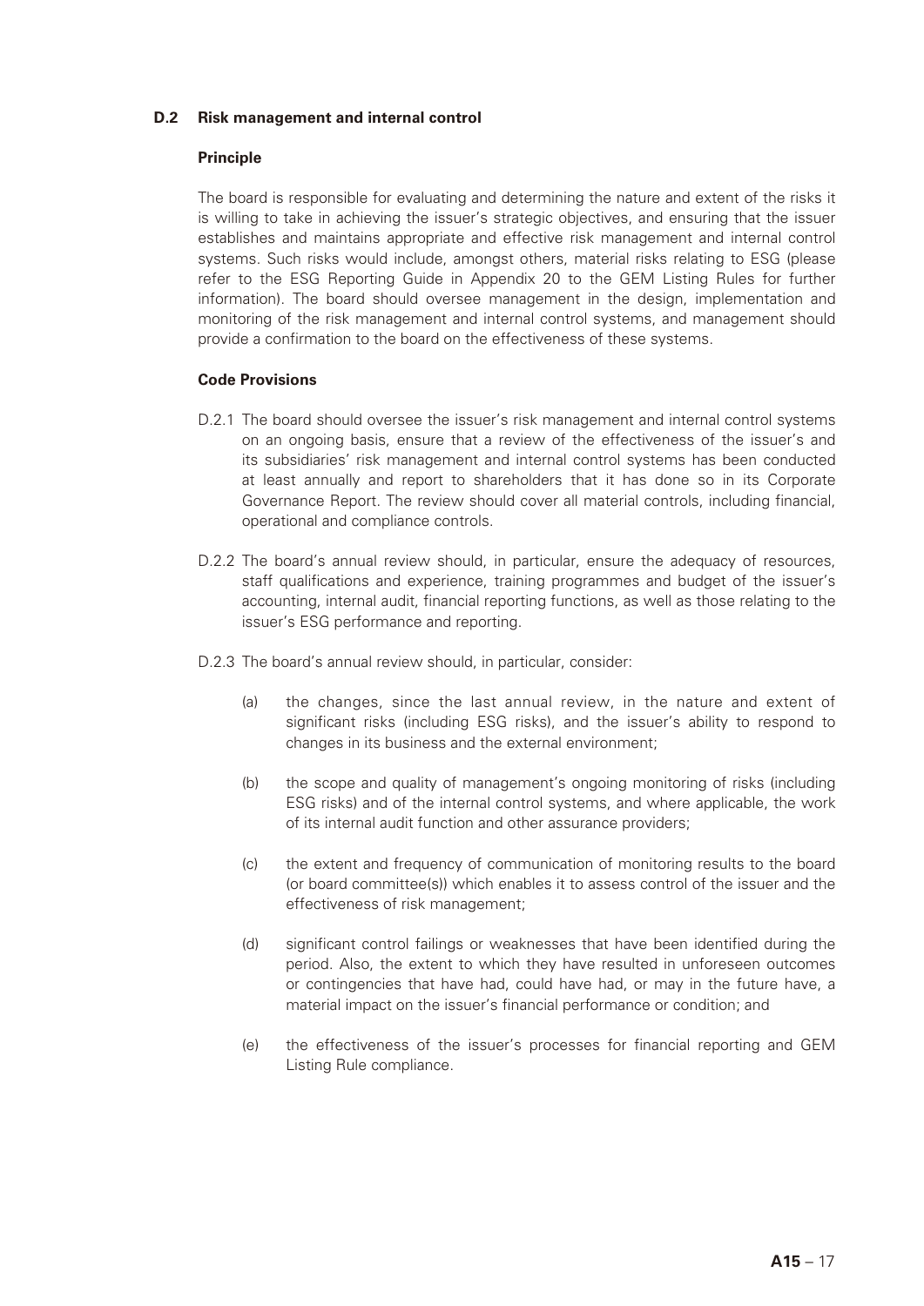## D.2 Risk management and internal control

### Principle

The board is responsible for evaluating and determining the nature and extent of the risks it is willing to take in achieving the issuer's strategic objectives, and ensuring that the issuer establishes and maintains appropriate and effective risk management and internal control systems. Such risks would include, amongst others, material risks relating to ESG (please refer to the ESG Reporting Guide in Appendix 20 to the GEM Listing Rules for further information). The board should oversee management in the design, implementation and monitoring of the risk management and internal control systems, and management should provide a confirmation to the board on the effectiveness of these systems.

### Code Provisions

D.2.1 The board should oversee the issuer's risk management and internal control systems on an ongoing basis, ensure that a review of the effectiveness of the issuer's and its subsidiaries' risk management and internal control systems has been conducted at least annually and report to shareholders that it has done so in its Corporate Governance Report. The review should cover all material controls, including financial, operational and compliance controls.

D.2.2 The board's annual review should, in particular, ensure the adequacy of resources, staff qualifications and experience, training programmes and budget of the issuer's accounting, internal audit, financial reporting functions, as well as those relating to the issuer's ESG performance and reporting.

D.2.3 The board's annual review should, in particular, consider:

(a) the changes, since the last annual review, in the nature and extent of significant risks (including ESG risks), and the issuer's ability to respond to changes in its business and the external environment;

(b) the scope and quality of management's ongoing monitoring of risks (including ESG risks) and of the internal control systems, and where applicable, the work of its internal audit function and other assurance providers;

(c) the extent and frequency of communication of monitoring results to the board (or board committee(s)) which enables it to assess control of the issuer and the effectiveness of risk management;

(d) significant control failings or weaknesses that have been identified during the period. Also, the extent to which they have resulted in unforeseen outcomes or contingencies that have had, could have had, or may in the future have, a material impact on the issuer's financial performance or condition; and

(e) the effectiveness of the issuer's processes for financial reporting and GEM Listing Rule compliance.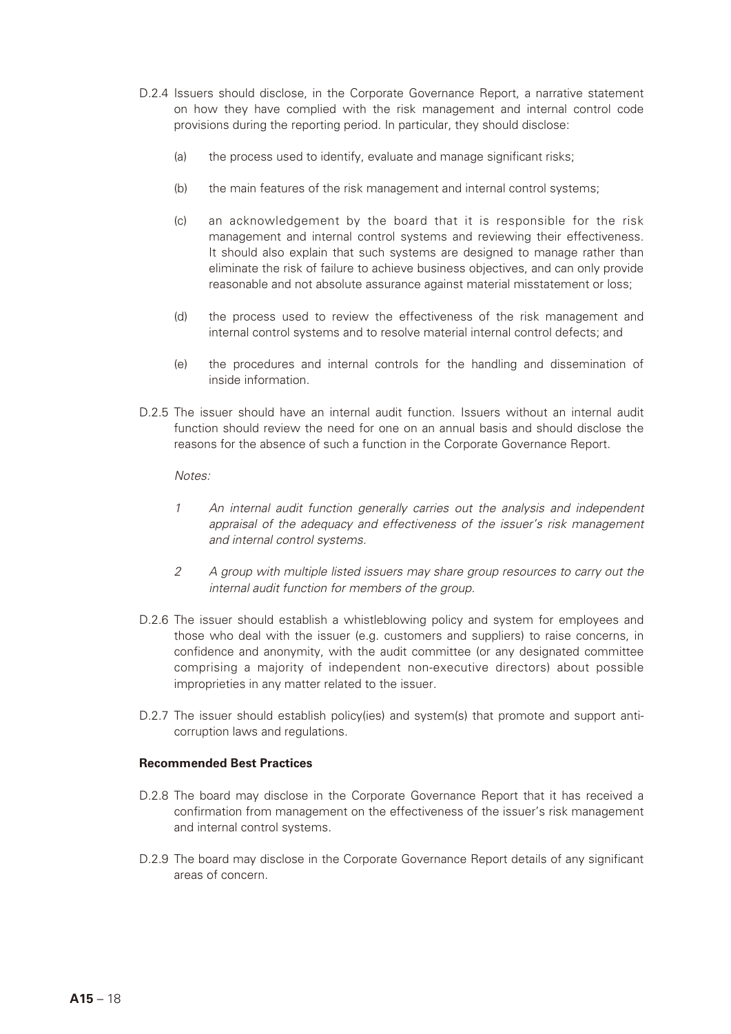D.2.4 Issuers should disclose, in the Corporate Governance Report, a narrative statement on how they have complied with the risk management and internal control code provisions during the reporting period. In particular, they should disclose:

(a) the process used to identify, evaluate and manage significant risks;

(b) the main features of the risk management and internal control systems;

(c) an acknowledgement by the board that it is responsible for the risk management and internal control systems and reviewing their effectiveness. It should also explain that such systems are designed to manage rather than eliminate the risk of failure to achieve business objectives, and can only provide reasonable and not absolute assurance against material misstatement or loss;

(d) the process used to review the effectiveness of the risk management and internal control systems and to resolve material internal control defects; and

(e) the procedures and internal controls for the handling and dissemination of inside information.

D.2.5 The issuer should have an internal audit function. Issuers without an internal audit function should review the need for one on an annual basis and should disclose the reasons for the absence of such a function in the Corporate Governance Report.

*Notes:*

*1 An internal audit function generally carries out the analysis and independent appraisal of the adequacy and effectiveness of the issuer's risk management and internal control systems.*

*2 A group with multiple listed issuers may share group resources to carry out the internal audit function for members of the group.*

D.2.6 The issuer should establish a whistleblowing policy and system for employees and those who deal with the issuer (e.g. customers and suppliers) to raise concerns, in confidence and anonymity, with the audit committee (or any designated committee comprising a majority of independent non-executive directors) about possible improprieties in any matter related to the issuer.

D.2.7 The issuer should establish policy(ies) and system(s) that promote and support anti-corruption laws and regulations.

**Recommended Best Practices**

D.2.8 The board may disclose in the Corporate Governance Report that it has received a confirmation from management on the effectiveness of the issuer's risk management and internal control systems.

D.2.9 The board may disclose in the Corporate Governance Report details of any significant areas of concern.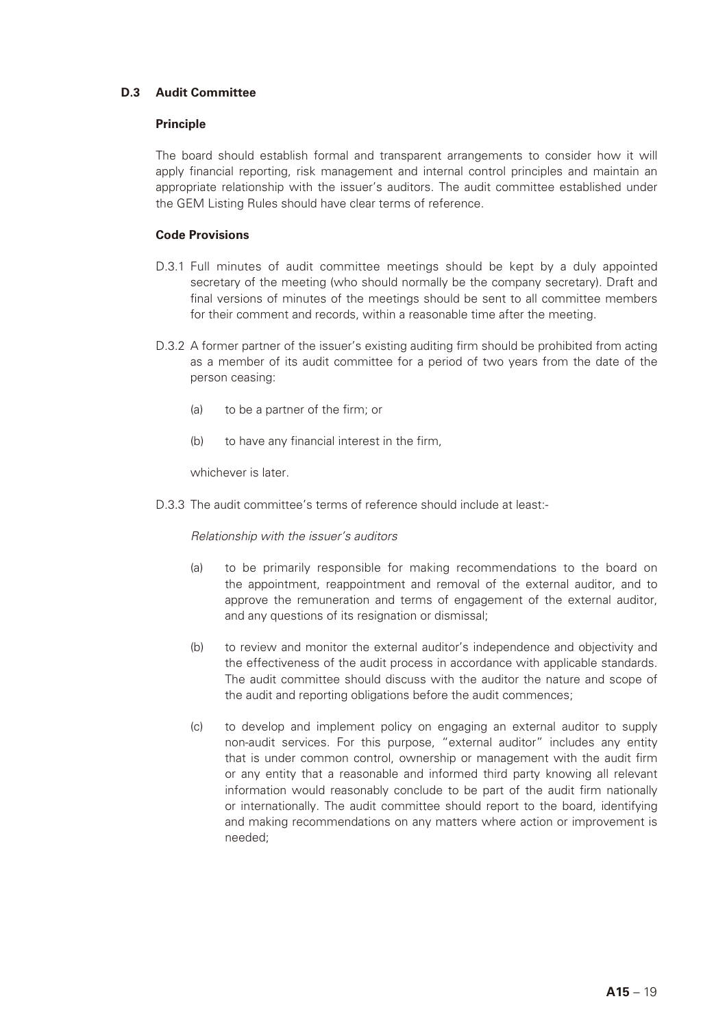## D.3 Audit Committee

### Principle

The board should establish formal and transparent arrangements to consider how it will apply financial reporting, risk management and internal control principles and maintain an appropriate relationship with the issuer's auditors. The audit committee established under the GEM Listing Rules should have clear terms of reference.

### Code Provisions

D.3.1 Full minutes of audit committee meetings should be kept by a duly appointed secretary of the meeting (who should normally be the company secretary). Draft and final versions of minutes of the meetings should be sent to all committee members for their comment and records, within a reasonable time after the meeting.

D.3.2 A former partner of the issuer's existing auditing firm should be prohibited from acting as a member of its audit committee for a period of two years from the date of the person ceasing:

(a) to be a partner of the firm; or

(b) to have any financial interest in the firm,

whichever is later.

D.3.3 The audit committee's terms of reference should include at least:-

*Relationship with the issuer's auditors*

(a) to be primarily responsible for making recommendations to the board on the appointment, reappointment and removal of the external auditor, and to approve the remuneration and terms of engagement of the external auditor, and any questions of its resignation or dismissal;

(b) to review and monitor the external auditor's independence and objectivity and the effectiveness of the audit process in accordance with applicable standards. The audit committee should discuss with the auditor the nature and scope of the audit and reporting obligations before the audit commences;

(c) to develop and implement policy on engaging an external auditor to supply non-audit services. For this purpose, "external auditor" includes any entity that is under common control, ownership or management with the audit firm or any entity that a reasonable and informed third party knowing all relevant information would reasonably conclude to be part of the audit firm nationally or internationally. The audit committee should report to the board, identifying and making recommendations on any matters where action or improvement is needed;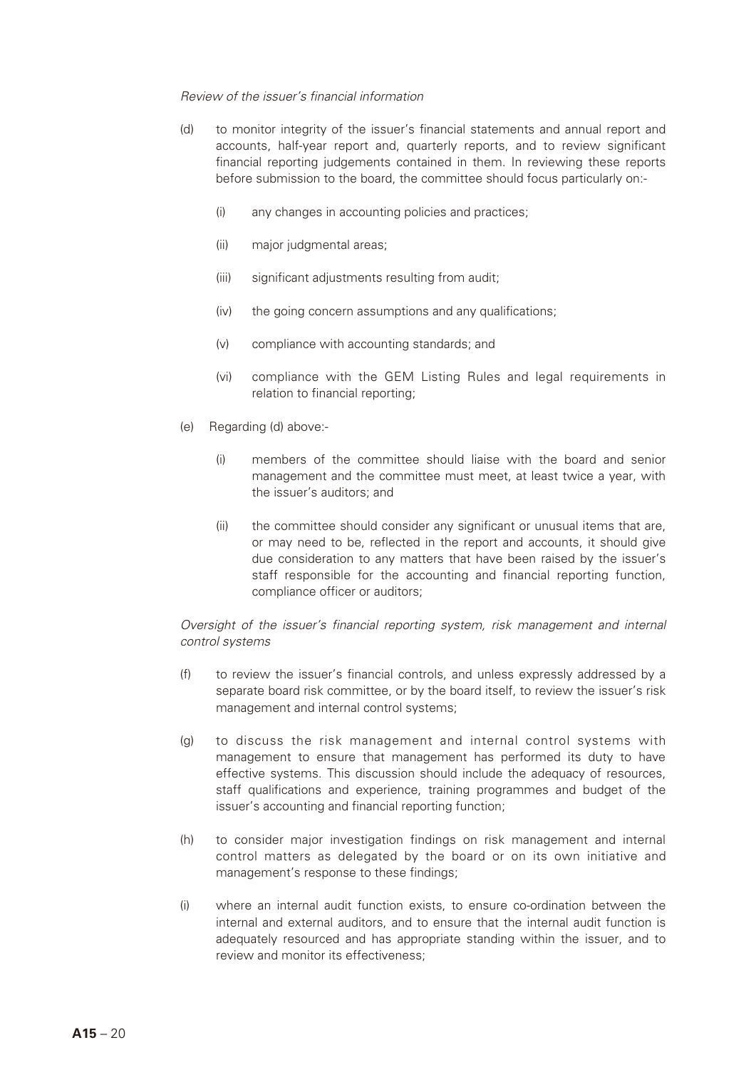*Review of the issuer's financial information*

(d) to monitor integrity of the issuer's financial statements and annual report and accounts, half-year report and, quarterly reports, and to review significant financial reporting judgements contained in them. In reviewing these reports before submission to the board, the committee should focus particularly on:-

  (i) any changes in accounting policies and practices;

  (ii) major judgmental areas;

  (iii) significant adjustments resulting from audit;

  (iv) the going concern assumptions and any qualifications;

  (v) compliance with accounting standards; and

  (vi) compliance with the GEM Listing Rules and legal requirements in relation to financial reporting;

(e) Regarding (d) above:-

  (i) members of the committee should liaise with the board and senior management and the committee must meet, at least twice a year, with the issuer's auditors; and

  (ii) the committee should consider any significant or unusual items that are, or may need to be, reflected in the report and accounts, it should give due consideration to any matters that have been raised by the issuer's staff responsible for the accounting and financial reporting function, compliance officer or auditors;

*Oversight of the issuer's financial reporting system, risk management and internal control systems*

(f) to review the issuer's financial controls, and unless expressly addressed by a separate board risk committee, or by the board itself, to review the issuer's risk management and internal control systems;

(g) to discuss the risk management and internal control systems with management to ensure that management has performed its duty to have effective systems. This discussion should include the adequacy of resources, staff qualifications and experience, training programmes and budget of the issuer's accounting and financial reporting function;

(h) to consider major investigation findings on risk management and internal control matters as delegated by the board or on its own initiative and management's response to these findings;

(i) where an internal audit function exists, to ensure co-ordination between the internal and external auditors, and to ensure that the internal audit function is adequately resourced and has appropriate standing within the issuer, and to review and monitor its effectiveness;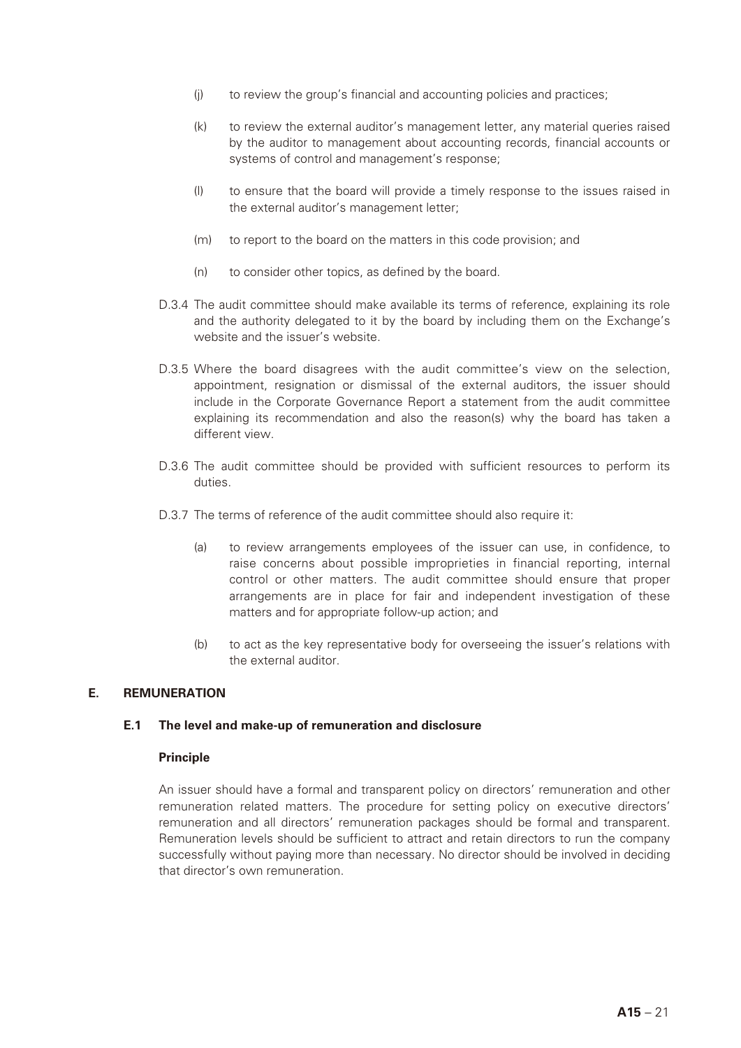(j) to review the group's financial and accounting policies and practices;

(k) to review the external auditor's management letter, any material queries raised by the auditor to management about accounting records, financial accounts or systems of control and management's response;

(l) to ensure that the board will provide a timely response to the issues raised in the external auditor's management letter;

(m) to report to the board on the matters in this code provision; and

(n) to consider other topics, as defined by the board.

D.3.4 The audit committee should make available its terms of reference, explaining its role and the authority delegated to it by the board by including them on the Exchange's website and the issuer's website.

D.3.5 Where the board disagrees with the audit committee's view on the selection, appointment, resignation or dismissal of the external auditors, the issuer should include in the Corporate Governance Report a statement from the audit committee explaining its recommendation and also the reason(s) why the board has taken a different view.

D.3.6 The audit committee should be provided with sufficient resources to perform its duties.

D.3.7 The terms of reference of the audit committee should also require it:

(a) to review arrangements employees of the issuer can use, in confidence, to raise concerns about possible improprieties in financial reporting, internal control or other matters. The audit committee should ensure that proper arrangements are in place for fair and independent investigation of these matters and for appropriate follow-up action; and

(b) to act as the key representative body for overseeing the issuer's relations with the external auditor.

## E. REMUNERATION

### E.1 The level and make-up of remuneration and disclosure

**Principle**

An issuer should have a formal and transparent policy on directors' remuneration and other remuneration related matters. The procedure for setting policy on executive directors' remuneration and all directors' remuneration packages should be formal and transparent. Remuneration levels should be sufficient to attract and retain directors to run the company successfully without paying more than necessary. No director should be involved in deciding that director's own remuneration.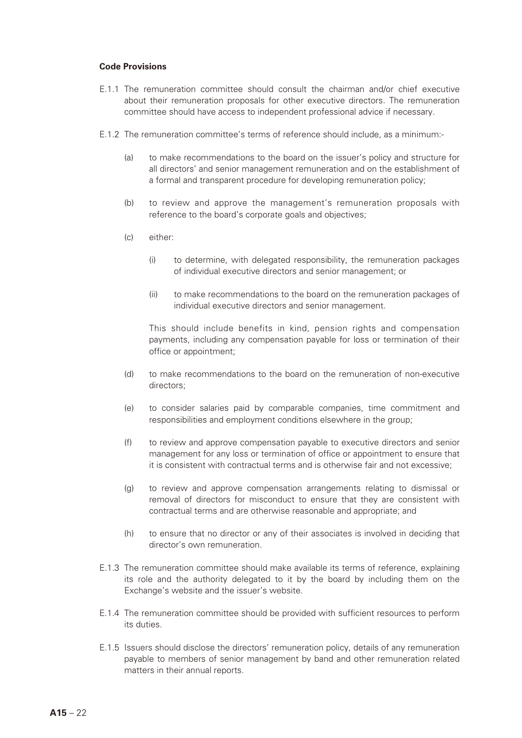**Code Provisions**

E.1.1 The remuneration committee should consult the chairman and/or chief executive about their remuneration proposals for other executive directors. The remuneration committee should have access to independent professional advice if necessary.

E.1.2 The remuneration committee's terms of reference should include, as a minimum:-

(a) to make recommendations to the board on the issuer's policy and structure for all directors' and senior management remuneration and on the establishment of a formal and transparent procedure for developing remuneration policy;

(b) to review and approve the management's remuneration proposals with reference to the board's corporate goals and objectives;

(c) either:

(i) to determine, with delegated responsibility, the remuneration packages of individual executive directors and senior management; or

(ii) to make recommendations to the board on the remuneration packages of individual executive directors and senior management.

This should include benefits in kind, pension rights and compensation payments, including any compensation payable for loss or termination of their office or appointment;

(d) to make recommendations to the board on the remuneration of non-executive directors;

(e) to consider salaries paid by comparable companies, time commitment and responsibilities and employment conditions elsewhere in the group;

(f) to review and approve compensation payable to executive directors and senior management for any loss or termination of office or appointment to ensure that it is consistent with contractual terms and is otherwise fair and not excessive;

(g) to review and approve compensation arrangements relating to dismissal or removal of directors for misconduct to ensure that they are consistent with contractual terms and are otherwise reasonable and appropriate; and

(h) to ensure that no director or any of their associates is involved in deciding that director's own remuneration.

E.1.3 The remuneration committee should make available its terms of reference, explaining its role and the authority delegated to it by the board by including them on the Exchange's website and the issuer's website.

E.1.4 The remuneration committee should be provided with sufficient resources to perform its duties.

E.1.5 Issuers should disclose the directors' remuneration policy, details of any remuneration payable to members of senior management by band and other remuneration related matters in their annual reports.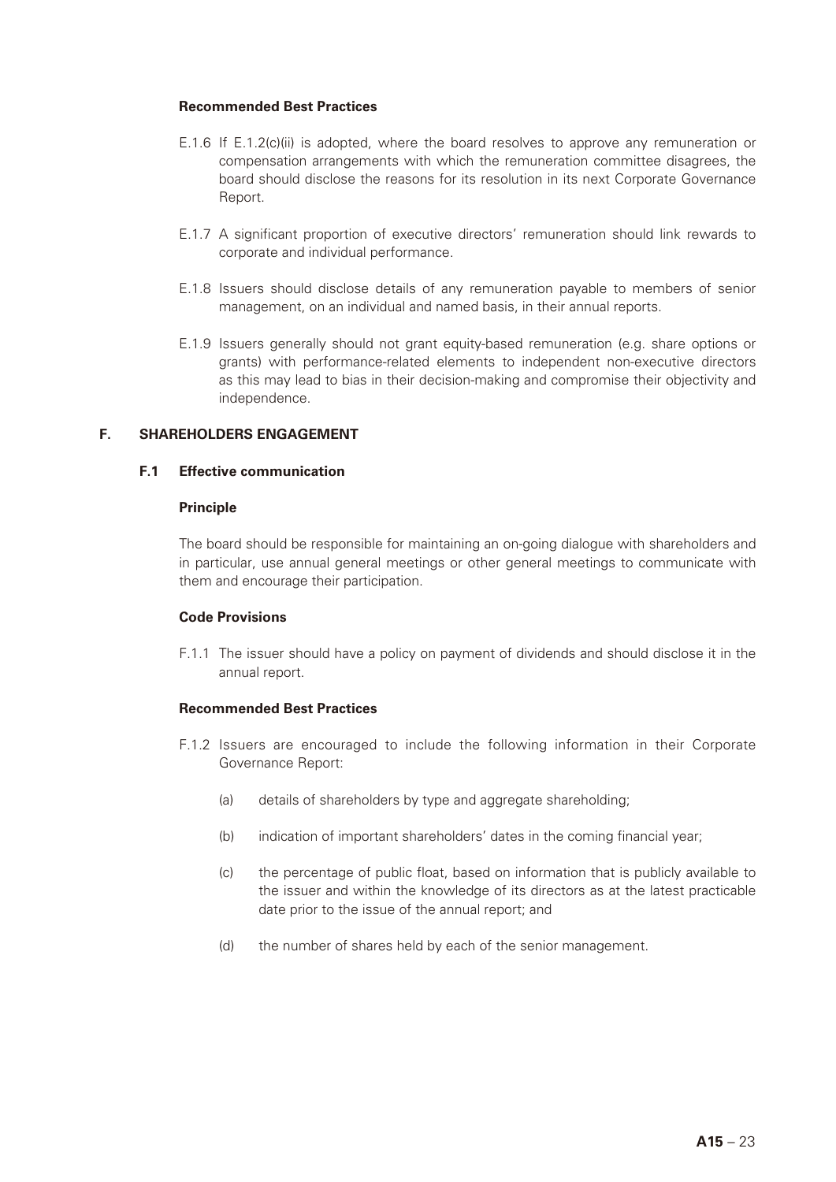**Recommended Best Practices**

E.1.6 If E.1.2(c)(ii) is adopted, where the board resolves to approve any remuneration or compensation arrangements with which the remuneration committee disagrees, the board should disclose the reasons for its resolution in its next Corporate Governance Report.

E.1.7 A significant proportion of executive directors' remuneration should link rewards to corporate and individual performance.

E.1.8 Issuers should disclose details of any remuneration payable to members of senior management, on an individual and named basis, in their annual reports.

E.1.9 Issuers generally should not grant equity-based remuneration (e.g. share options or grants) with performance-related elements to independent non-executive directors as this may lead to bias in their decision-making and compromise their objectivity and independence.

## F. SHAREHOLDERS ENGAGEMENT

### F.1 Effective communication

**Principle**

The board should be responsible for maintaining an on-going dialogue with shareholders and in particular, use annual general meetings or other general meetings to communicate with them and encourage their participation.

**Code Provisions**

F.1.1 The issuer should have a policy on payment of dividends and should disclose it in the annual report.

**Recommended Best Practices**

F.1.2 Issuers are encouraged to include the following information in their Corporate Governance Report:

(a) details of shareholders by type and aggregate shareholding;

(b) indication of important shareholders' dates in the coming financial year;

(c) the percentage of public float, based on information that is publicly available to the issuer and within the knowledge of its directors as at the latest practicable date prior to the issue of the annual report; and

(d) the number of shares held by each of the senior management.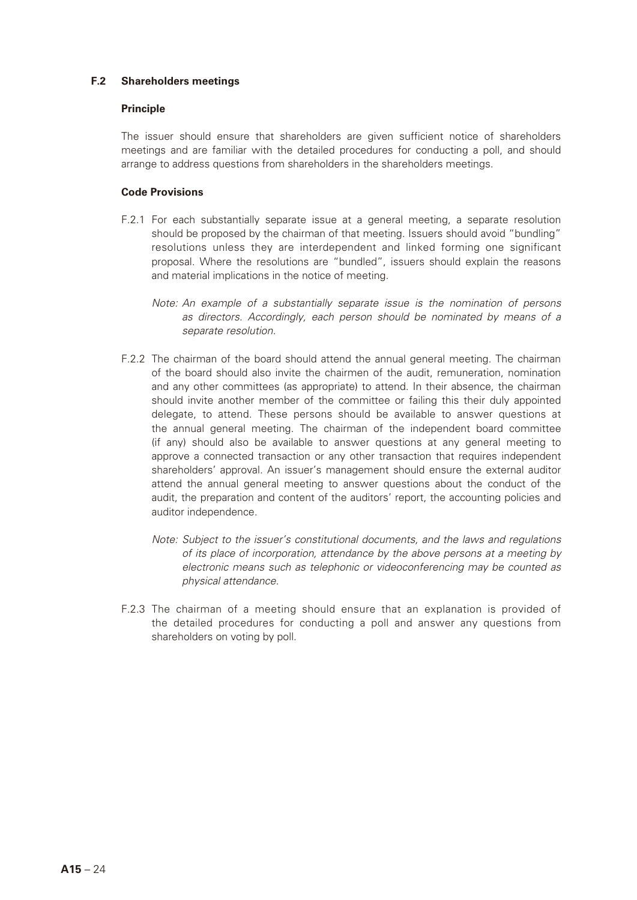### F.2 Shareholders meetings

**Principle**

The issuer should ensure that shareholders are given sufficient notice of shareholders meetings and are familiar with the detailed procedures for conducting a poll, and should arrange to address questions from shareholders in the shareholders meetings.

**Code Provisions**

F.2.1 For each substantially separate issue at a general meeting, a separate resolution should be proposed by the chairman of that meeting. Issuers should avoid "bundling" resolutions unless they are interdependent and linked forming one significant proposal. Where the resolutions are "bundled", issuers should explain the reasons and material implications in the notice of meeting.

*Note: An example of a substantially separate issue is the nomination of persons as directors. Accordingly, each person should be nominated by means of a separate resolution.*

F.2.2 The chairman of the board should attend the annual general meeting. The chairman of the board should also invite the chairmen of the audit, remuneration, nomination and any other committees (as appropriate) to attend. In their absence, the chairman should invite another member of the committee or failing this their duly appointed delegate, to attend. These persons should be available to answer questions at the annual general meeting. The chairman of the independent board committee (if any) should also be available to answer questions at any general meeting to approve a connected transaction or any other transaction that requires independent shareholders' approval. An issuer's management should ensure the external auditor attend the annual general meeting to answer questions about the conduct of the audit, the preparation and content of the auditors' report, the accounting policies and auditor independence.

*Note: Subject to the issuer's constitutional documents, and the laws and regulations of its place of incorporation, attendance by the above persons at a meeting by electronic means such as telephonic or videoconferencing may be counted as physical attendance.*

F.2.3 The chairman of a meeting should ensure that an explanation is provided of the detailed procedures for conducting a poll and answer any questions from shareholders on voting by poll.